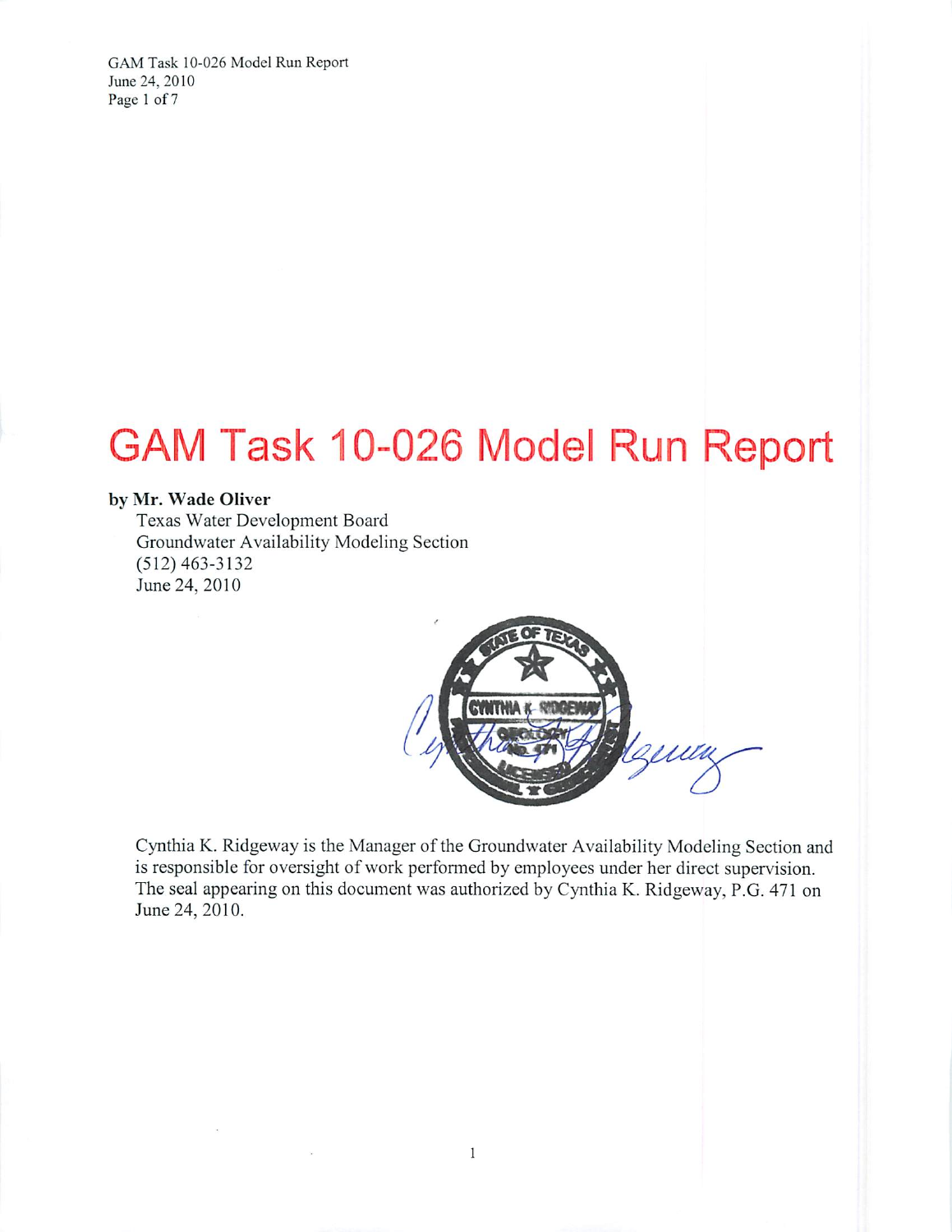# GAM Task 10-026 Model Run Report

**by Mr. Wade Oliver**

Texas Water Development Board
Groundwater Availability Modeling Section
(512) 463-3132
June 24, 2010

Cynthia K. Ridgeway is the Manager of the Groundwater Availability Modeling Section and is responsible for oversight of work performed by employees under her direct supervision. The seal appearing on this document was authorized by Cynthia K. Ridgeway, P.G. 471 on June 24, 2010.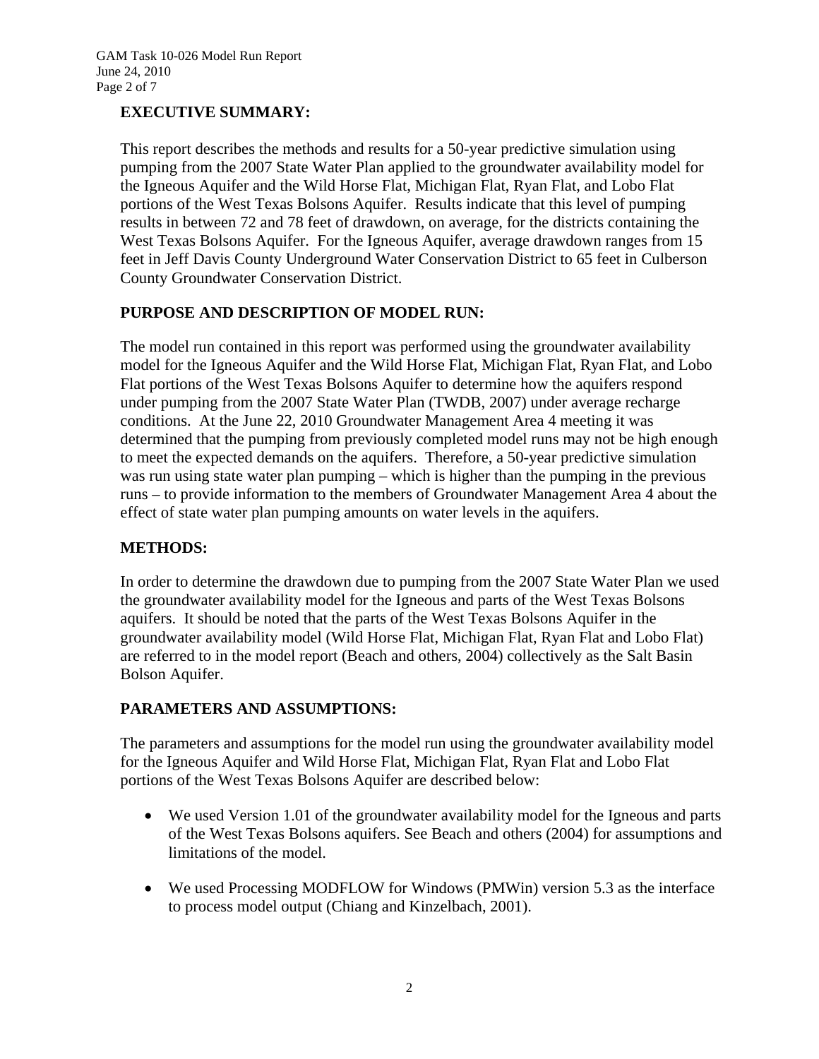## EXECUTIVE SUMMARY:

This report describes the methods and results for a 50-year predictive simulation using pumping from the 2007 State Water Plan applied to the groundwater availability model for the Igneous Aquifer and the Wild Horse Flat, Michigan Flat, Ryan Flat, and Lobo Flat portions of the West Texas Bolsons Aquifer. Results indicate that this level of pumping results in between 72 and 78 feet of drawdown, on average, for the districts containing the West Texas Bolsons Aquifer. For the Igneous Aquifer, average drawdown ranges from 15 feet in Jeff Davis County Underground Water Conservation District to 65 feet in Culberson County Groundwater Conservation District.

## PURPOSE AND DESCRIPTION OF MODEL RUN:

The model run contained in this report was performed using the groundwater availability model for the Igneous Aquifer and the Wild Horse Flat, Michigan Flat, Ryan Flat, and Lobo Flat portions of the West Texas Bolsons Aquifer to determine how the aquifers respond under pumping from the 2007 State Water Plan (TWDB, 2007) under average recharge conditions. At the June 22, 2010 Groundwater Management Area 4 meeting it was determined that the pumping from previously completed model runs may not be high enough to meet the expected demands on the aquifers. Therefore, a 50-year predictive simulation was run using state water plan pumping – which is higher than the pumping in the previous runs – to provide information to the members of Groundwater Management Area 4 about the effect of state water plan pumping amounts on water levels in the aquifers.

## METHODS:

In order to determine the drawdown due to pumping from the 2007 State Water Plan we used the groundwater availability model for the Igneous and parts of the West Texas Bolsons aquifers. It should be noted that the parts of the West Texas Bolsons Aquifer in the groundwater availability model (Wild Horse Flat, Michigan Flat, Ryan Flat and Lobo Flat) are referred to in the model report (Beach and others, 2004) collectively as the Salt Basin Bolson Aquifer.

## PARAMETERS AND ASSUMPTIONS:

The parameters and assumptions for the model run using the groundwater availability model for the Igneous Aquifer and Wild Horse Flat, Michigan Flat, Ryan Flat and Lobo Flat portions of the West Texas Bolsons Aquifer are described below:

- We used Version 1.01 of the groundwater availability model for the Igneous and parts of the West Texas Bolsons aquifers. See Beach and others (2004) for assumptions and limitations of the model.
- We used Processing MODFLOW for Windows (PMWin) version 5.3 as the interface to process model output (Chiang and Kinzelbach, 2001).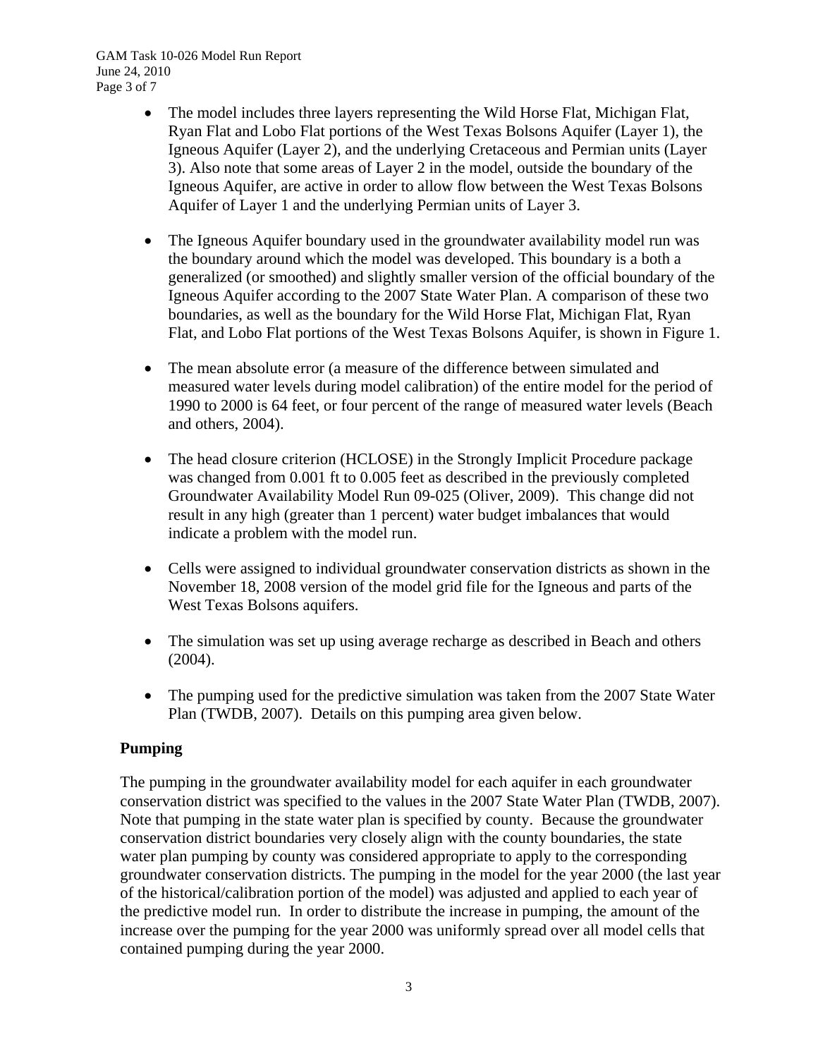- The model includes three layers representing the Wild Horse Flat, Michigan Flat, Ryan Flat and Lobo Flat portions of the West Texas Bolsons Aquifer (Layer 1), the Igneous Aquifer (Layer 2), and the underlying Cretaceous and Permian units (Layer 3). Also note that some areas of Layer 2 in the model, outside the boundary of the Igneous Aquifer, are active in order to allow flow between the West Texas Bolsons Aquifer of Layer 1 and the underlying Permian units of Layer 3.

- The Igneous Aquifer boundary used in the groundwater availability model run was the boundary around which the model was developed. This boundary is a both a generalized (or smoothed) and slightly smaller version of the official boundary of the Igneous Aquifer according to the 2007 State Water Plan. A comparison of these two boundaries, as well as the boundary for the Wild Horse Flat, Michigan Flat, Ryan Flat, and Lobo Flat portions of the West Texas Bolsons Aquifer, is shown in Figure 1.

- The mean absolute error (a measure of the difference between simulated and measured water levels during model calibration) of the entire model for the period of 1990 to 2000 is 64 feet, or four percent of the range of measured water levels (Beach and others, 2004).

- The head closure criterion (HCLOSE) in the Strongly Implicit Procedure package was changed from 0.001 ft to 0.005 feet as described in the previously completed Groundwater Availability Model Run 09-025 (Oliver, 2009). This change did not result in any high (greater than 1 percent) water budget imbalances that would indicate a problem with the model run.

- Cells were assigned to individual groundwater conservation districts as shown in the November 18, 2008 version of the model grid file for the Igneous and parts of the West Texas Bolsons aquifers.

- The simulation was set up using average recharge as described in Beach and others (2004).

- The pumping used for the predictive simulation was taken from the 2007 State Water Plan (TWDB, 2007). Details on this pumping area given below.

## Pumping

The pumping in the groundwater availability model for each aquifer in each groundwater conservation district was specified to the values in the 2007 State Water Plan (TWDB, 2007). Note that pumping in the state water plan is specified by county. Because the groundwater conservation district boundaries very closely align with the county boundaries, the state water plan pumping by county was considered appropriate to apply to the corresponding groundwater conservation districts. The pumping in the model for the year 2000 (the last year of the historical/calibration portion of the model) was adjusted and applied to each year of the predictive model run. In order to distribute the increase in pumping, the amount of the increase over the pumping for the year 2000 was uniformly spread over all model cells that contained pumping during the year 2000.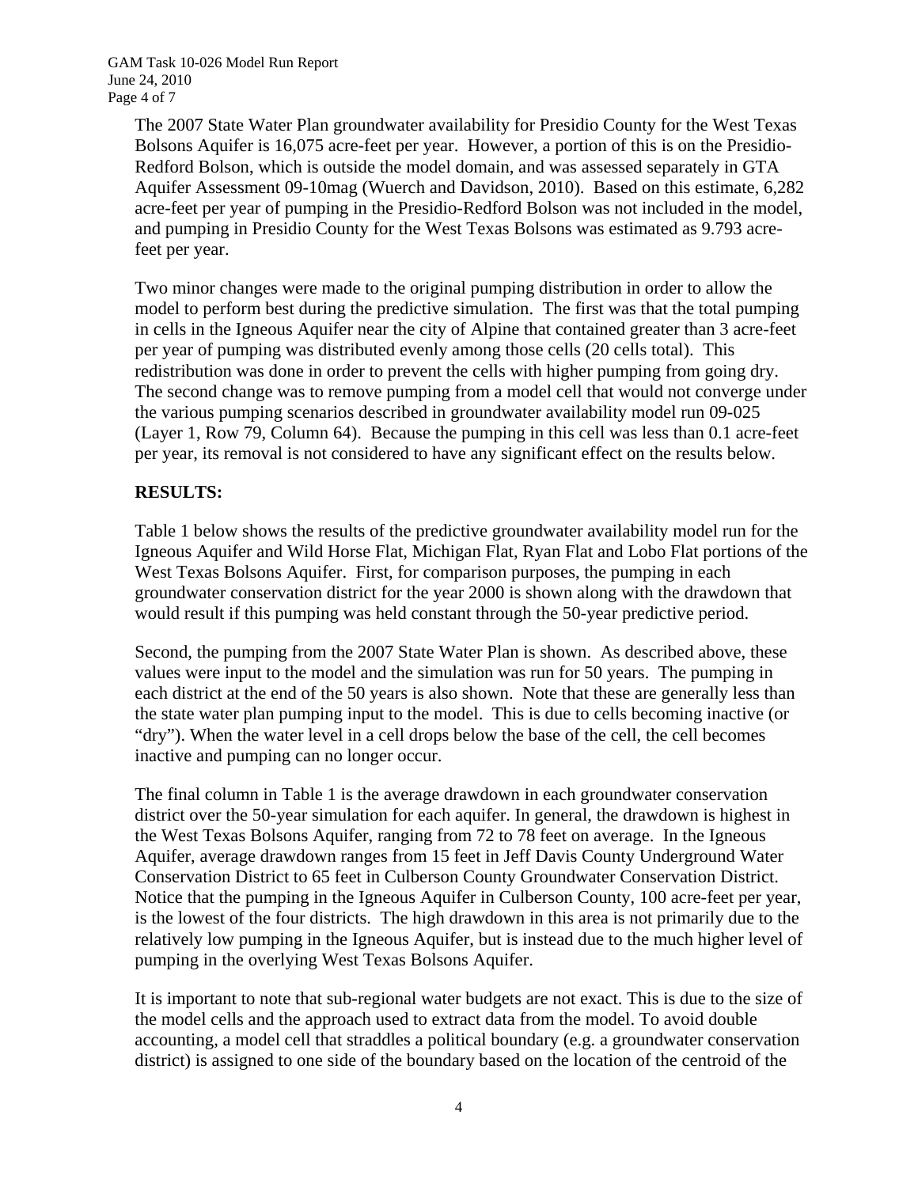The 2007 State Water Plan groundwater availability for Presidio County for the West Texas Bolsons Aquifer is 16,075 acre-feet per year. However, a portion of this is on the Presidio-Redford Bolson, which is outside the model domain, and was assessed separately in GTA Aquifer Assessment 09-10mag (Wuerch and Davidson, 2010). Based on this estimate, 6,282 acre-feet per year of pumping in the Presidio-Redford Bolson was not included in the model, and pumping in Presidio County for the West Texas Bolsons was estimated as 9.793 acre-feet per year.

Two minor changes were made to the original pumping distribution in order to allow the model to perform best during the predictive simulation. The first was that the total pumping in cells in the Igneous Aquifer near the city of Alpine that contained greater than 3 acre-feet per year of pumping was distributed evenly among those cells (20 cells total). This redistribution was done in order to prevent the cells with higher pumping from going dry. The second change was to remove pumping from a model cell that would not converge under the various pumping scenarios described in groundwater availability model run 09-025 (Layer 1, Row 79, Column 64). Because the pumping in this cell was less than 0.1 acre-feet per year, its removal is not considered to have any significant effect on the results below.

**RESULTS:**

Table 1 below shows the results of the predictive groundwater availability model run for the Igneous Aquifer and Wild Horse Flat, Michigan Flat, Ryan Flat and Lobo Flat portions of the West Texas Bolsons Aquifer. First, for comparison purposes, the pumping in each groundwater conservation district for the year 2000 is shown along with the drawdown that would result if this pumping was held constant through the 50-year predictive period.

Second, the pumping from the 2007 State Water Plan is shown. As described above, these values were input to the model and the simulation was run for 50 years. The pumping in each district at the end of the 50 years is also shown. Note that these are generally less than the state water plan pumping input to the model. This is due to cells becoming inactive (or "dry"). When the water level in a cell drops below the base of the cell, the cell becomes inactive and pumping can no longer occur.

The final column in Table 1 is the average drawdown in each groundwater conservation district over the 50-year simulation for each aquifer. In general, the drawdown is highest in the West Texas Bolsons Aquifer, ranging from 72 to 78 feet on average. In the Igneous Aquifer, average drawdown ranges from 15 feet in Jeff Davis County Underground Water Conservation District to 65 feet in Culberson County Groundwater Conservation District. Notice that the pumping in the Igneous Aquifer in Culberson County, 100 acre-feet per year, is the lowest of the four districts. The high drawdown in this area is not primarily due to the relatively low pumping in the Igneous Aquifer, but is instead due to the much higher level of pumping in the overlying West Texas Bolsons Aquifer.

It is important to note that sub-regional water budgets are not exact. This is due to the size of the model cells and the approach used to extract data from the model. To avoid double accounting, a model cell that straddles a political boundary (e.g. a groundwater conservation district) is assigned to one side of the boundary based on the location of the centroid of the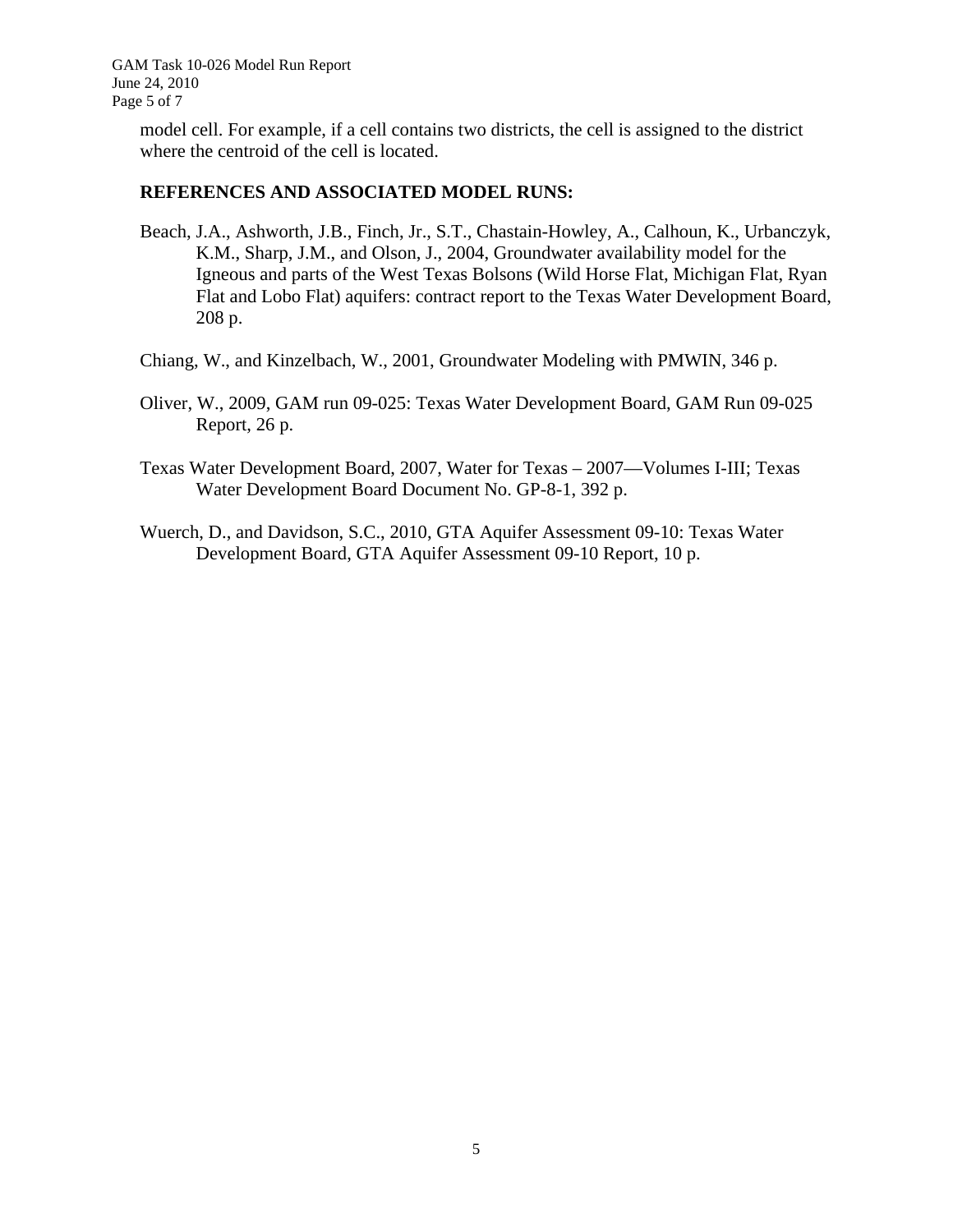model cell. For example, if a cell contains two districts, the cell is assigned to the district where the centroid of the cell is located.

## REFERENCES AND ASSOCIATED MODEL RUNS:

Beach, J.A., Ashworth, J.B., Finch, Jr., S.T., Chastain-Howley, A., Calhoun, K., Urbanczyk, K.M., Sharp, J.M., and Olson, J., 2004, Groundwater availability model for the Igneous and parts of the West Texas Bolsons (Wild Horse Flat, Michigan Flat, Ryan Flat and Lobo Flat) aquifers: contract report to the Texas Water Development Board, 208 p.

Chiang, W., and Kinzelbach, W., 2001, Groundwater Modeling with PMWIN, 346 p.

Oliver, W., 2009, GAM run 09-025: Texas Water Development Board, GAM Run 09-025 Report, 26 p.

Texas Water Development Board, 2007, Water for Texas – 2007—Volumes I-III; Texas Water Development Board Document No. GP-8-1, 392 p.

Wuerch, D., and Davidson, S.C., 2010, GTA Aquifer Assessment 09-10: Texas Water Development Board, GTA Aquifer Assessment 09-10 Report, 10 p.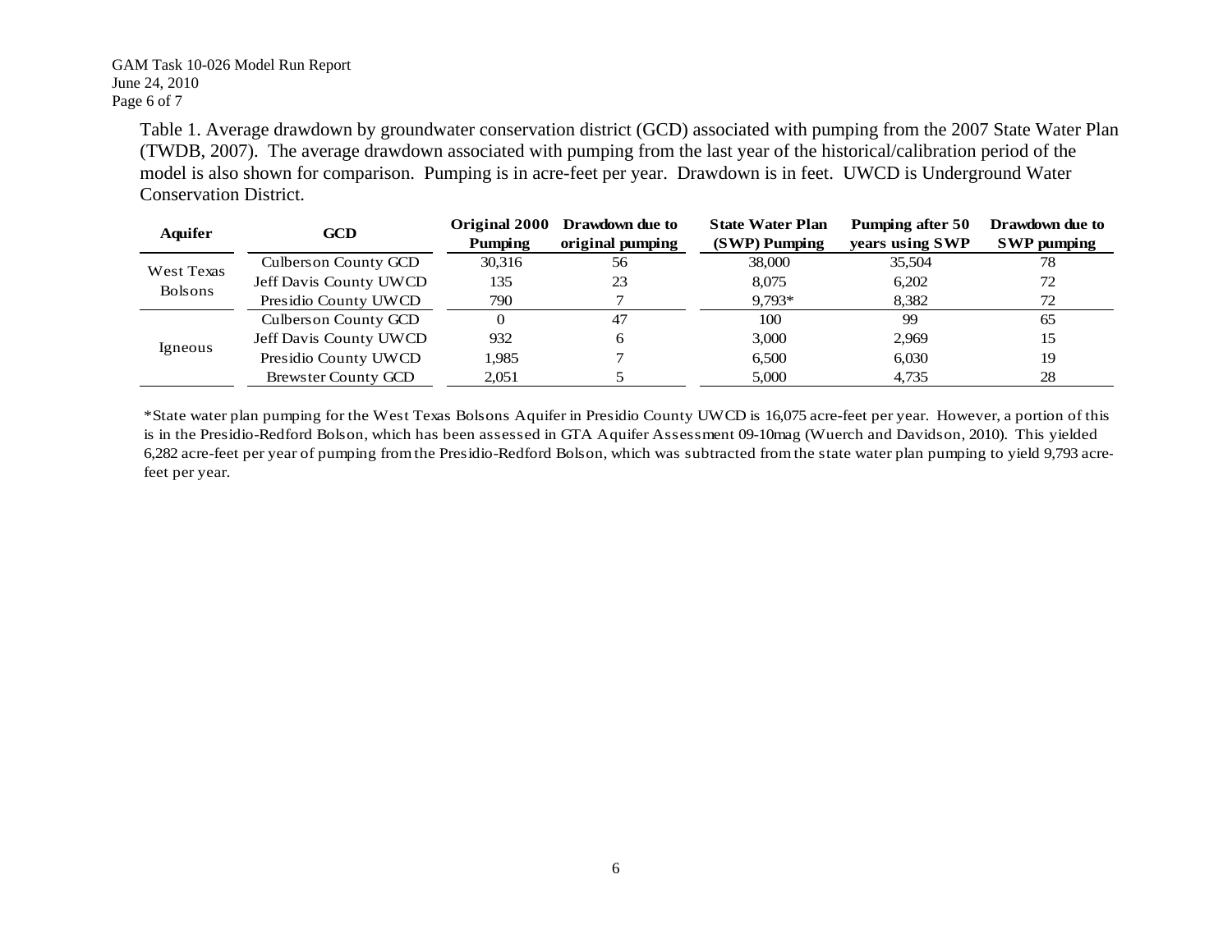Table 1. Average drawdown by groundwater conservation district (GCD) associated with pumping from the 2007 State Water Plan (TWDB, 2007). The average drawdown associated with pumping from the last year of the historical/calibration period of the model is also shown for comparison. Pumping is in acre-feet per year. Drawdown is in feet. UWCD is Underground Water Conservation District.

| Aquifer | GCD | Original 2000 Pumping | Drawdown due to original pumping | State Water Plan (SWP) Pumping | Pumping after 50 years using SWP | Drawdown due to SWP pumping |
|---|---|---|---|---|---|---|
| West Texas Bolsons | Culberson County GCD | 30,316 | 56 | 38,000 | 35,504 | 78 |
| | Jeff Davis County UWCD | 135 | 23 | 8,075 | 6,202 | 72 |
| | Presidio County UWCD | 790 | 7 | 9,793* | 8,382 | 72 |
| Igneous | Culberson County GCD | 0 | 47 | 100 | 99 | 65 |
| | Jeff Davis County UWCD | 932 | 6 | 3,000 | 2,969 | 15 |
| | Presidio County UWCD | 1,985 | 7 | 6,500 | 6,030 | 19 |
| | Brewster County GCD | 2,051 | 5 | 5,000 | 4,735 | 28 |

*State water plan pumping for the West Texas Bolsons Aquifer in Presidio County UWCD is 16,075 acre-feet per year. However, a portion of this is in the Presidio-Redford Bolson, which has been assessed in GTA Aquifer Assessment 09-10mag (Wuerch and Davidson, 2010). This yielded 6,282 acre-feet per year of pumping from the Presidio-Redford Bolson, which was subtracted from the state water plan pumping to yield 9,793 acre-feet per year.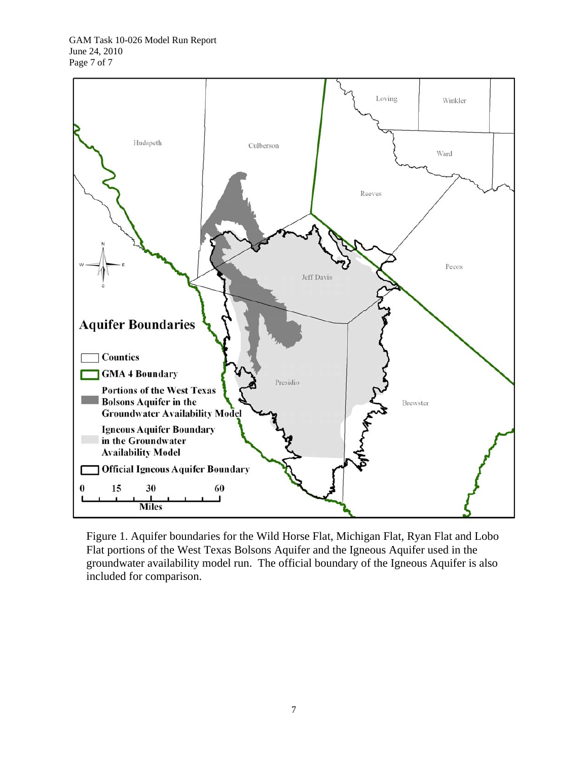Aquifer Boundaries

Counties

GMA 4 Boundary

Portions of the West Texas Bolsons Aquifer in the Groundwater Availability Model

Igneous Aquifer Boundary in the Groundwater Availability Model

Official Igneous Aquifer Boundary

0 15 30 60

Miles

Loving

Winkler

Hudspeth

Culberson

Ward

Reeves

Pecos

Jeff Davis

Presidio

Brewster

N

W

E

S

Figure 1. Aquifer boundaries for the Wild Horse Flat, Michigan Flat, Ryan Flat and Lobo Flat portions of the West Texas Bolsons Aquifer and the Igneous Aquifer used in the groundwater availability model run. The official boundary of the Igneous Aquifer is also included for comparison.